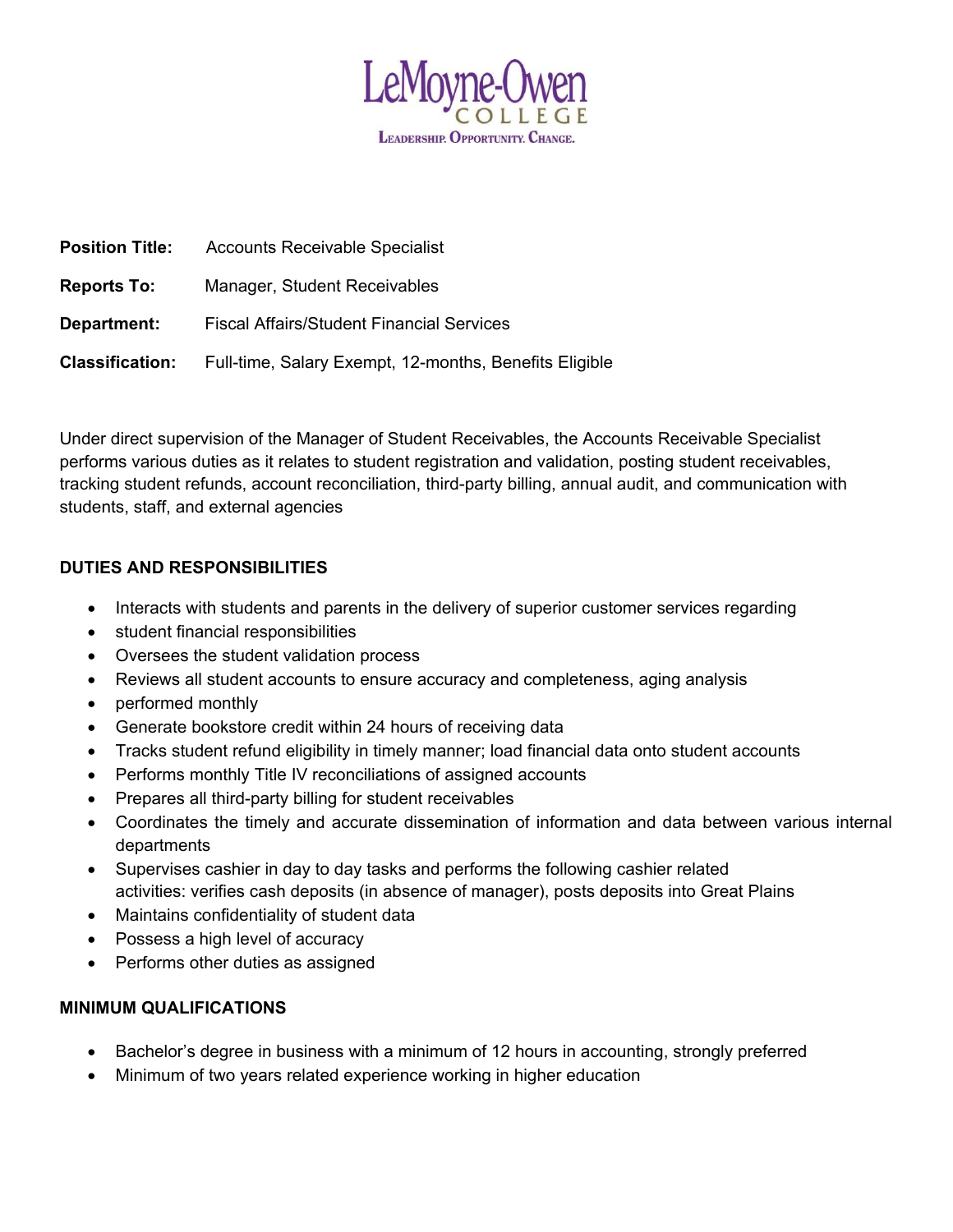LeMoyne-Owen COLLEGE
LEADERSHIP. OPPORTUNITY. CHANGE.

**Position Title:** Accounts Receivable Specialist

**Reports To:** Manager, Student Receivables

**Department:** Fiscal Affairs/Student Financial Services

**Classification:** Full-time, Salary Exempt, 12-months, Benefits Eligible

Under direct supervision of the Manager of Student Receivables, the Accounts Receivable Specialist performs various duties as it relates to student registration and validation, posting student receivables, tracking student refunds, account reconciliation, third-party billing, annual audit, and communication with students, staff, and external agencies

## DUTIES AND RESPONSIBILITIES

- Interacts with students and parents in the delivery of superior customer services regarding
- student financial responsibilities
- Oversees the student validation process
- Reviews all student accounts to ensure accuracy and completeness, aging analysis
- performed monthly
- Generate bookstore credit within 24 hours of receiving data
- Tracks student refund eligibility in timely manner; load financial data onto student accounts
- Performs monthly Title IV reconciliations of assigned accounts
- Prepares all third-party billing for student receivables
- Coordinates the timely and accurate dissemination of information and data between various internal departments
- Supervises cashier in day to day tasks and performs the following cashier related activities: verifies cash deposits (in absence of manager), posts deposits into Great Plains
- Maintains confidentiality of student data
- Possess a high level of accuracy
- Performs other duties as assigned

## MINIMUM QUALIFICATIONS

- Bachelor's degree in business with a minimum of 12 hours in accounting, strongly preferred
- Minimum of two years related experience working in higher education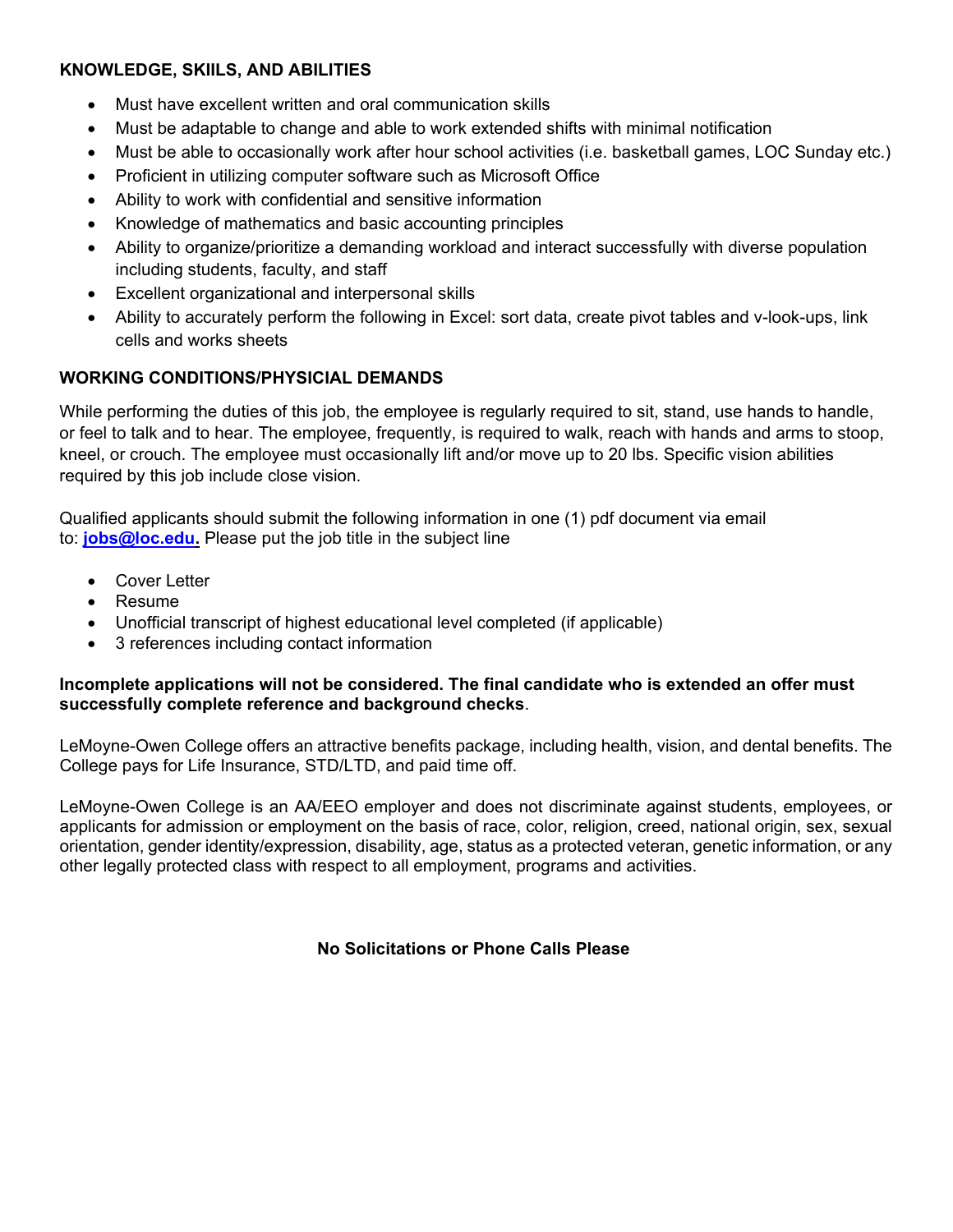**KNOWLEDGE, SKIILS, AND ABILITIES**

- Must have excellent written and oral communication skills
- Must be adaptable to change and able to work extended shifts with minimal notification
- Must be able to occasionally work after hour school activities (i.e. basketball games, LOC Sunday etc.)
- Proficient in utilizing computer software such as Microsoft Office
- Ability to work with confidential and sensitive information
- Knowledge of mathematics and basic accounting principles
- Ability to organize/prioritize a demanding workload and interact successfully with diverse population including students, faculty, and staff
- Excellent organizational and interpersonal skills
- Ability to accurately perform the following in Excel: sort data, create pivot tables and v-look-ups, link cells and works sheets

**WORKING CONDITIONS/PHYSICIAL DEMANDS**

While performing the duties of this job, the employee is regularly required to sit, stand, use hands to handle, or feel to talk and to hear. The employee, frequently, is required to walk, reach with hands and arms to stoop, kneel, or crouch. The employee must occasionally lift and/or move up to 20 lbs. Specific vision abilities required by this job include close vision.

Qualified applicants should submit the following information in one (1) pdf document via email to: **jobs@loc.edu.** Please put the job title in the subject line

- Cover Letter
- Resume
- Unofficial transcript of highest educational level completed (if applicable)
- 3 references including contact information

**Incomplete applications will not be considered. The final candidate who is extended an offer must successfully complete reference and background checks**.

LeMoyne-Owen College offers an attractive benefits package, including health, vision, and dental benefits. The College pays for Life Insurance, STD/LTD, and paid time off.

LeMoyne-Owen College is an AA/EEO employer and does not discriminate against students, employees, or applicants for admission or employment on the basis of race, color, religion, creed, national origin, sex, sexual orientation, gender identity/expression, disability, age, status as a protected veteran, genetic information, or any other legally protected class with respect to all employment, programs and activities.

**No Solicitations or Phone Calls Please**